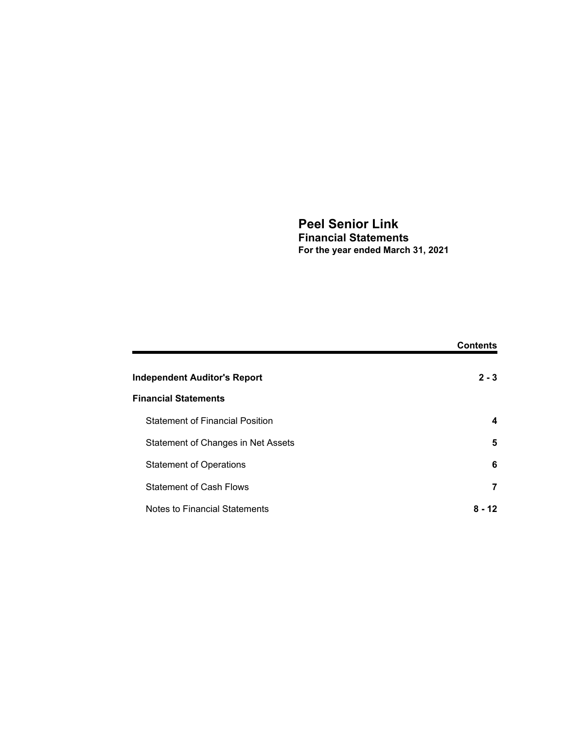# Peel Senior Link

## Financial Statements

**For the year ended March 31, 2021**

| | **Contents** |
|---|---|
| **Independent Auditor's Report** | **2 - 3** |
| **Financial Statements** | |
| Statement of Financial Position | **4** |
| Statement of Changes in Net Assets | **5** |
| Statement of Operations | **6** |
| Statement of Cash Flows | **7** |
| Notes to Financial Statements | **8 - 12** |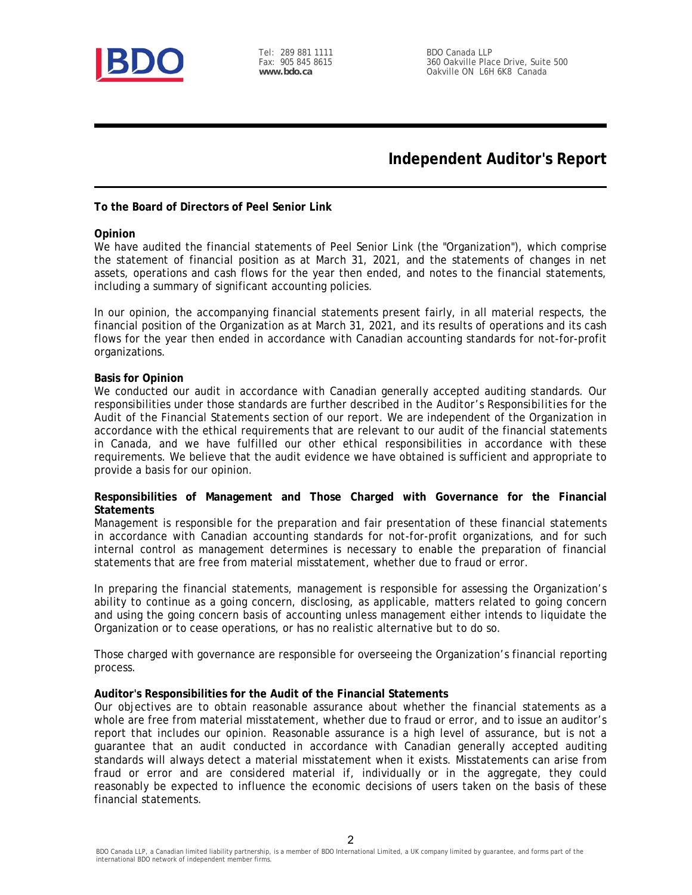# Independent Auditor's Report

**To the Board of Directors of Peel Senior Link**

**Opinion**

We have audited the financial statements of Peel Senior Link (the "Organization"), which comprise the statement of financial position as at March 31, 2021, and the statements of changes in net assets, operations and cash flows for the year then ended, and notes to the financial statements, including a summary of significant accounting policies.

In our opinion, the accompanying financial statements present fairly, in all material respects, the financial position of the Organization as at March 31, 2021, and its results of operations and its cash flows for the year then ended in accordance with Canadian accounting standards for not-for-profit organizations.

**Basis for Opinion**

We conducted our audit in accordance with Canadian generally accepted auditing standards. Our responsibilities under those standards are further described in the *Auditor's Responsibilities for the Audit of the Financial Statements* section of our report. We are independent of the Organization in accordance with the ethical requirements that are relevant to our audit of the financial statements in Canada, and we have fulfilled our other ethical responsibilities in accordance with these requirements. We believe that the audit evidence we have obtained is sufficient and appropriate to provide a basis for our opinion.

**Responsibilities of Management and Those Charged with Governance for the Financial Statements**

Management is responsible for the preparation and fair presentation of these financial statements in accordance with Canadian accounting standards for not-for-profit organizations, and for such internal control as management determines is necessary to enable the preparation of financial statements that are free from material misstatement, whether due to fraud or error.

In preparing the financial statements, management is responsible for assessing the Organization's ability to continue as a going concern, disclosing, as applicable, matters related to going concern and using the going concern basis of accounting unless management either intends to liquidate the Organization or to cease operations, or has no realistic alternative but to do so.

Those charged with governance are responsible for overseeing the Organization's financial reporting process.

**Auditor's Responsibilities for the Audit of the Financial Statements**

Our objectives are to obtain reasonable assurance about whether the financial statements as a whole are free from material misstatement, whether due to fraud or error, and to issue an auditor's report that includes our opinion. Reasonable assurance is a high level of assurance, but is not a guarantee that an audit conducted in accordance with Canadian generally accepted auditing standards will always detect a material misstatement when it exists. Misstatements can arise from fraud or error and are considered material if, individually or in the aggregate, they could reasonably be expected to influence the economic decisions of users taken on the basis of these financial statements.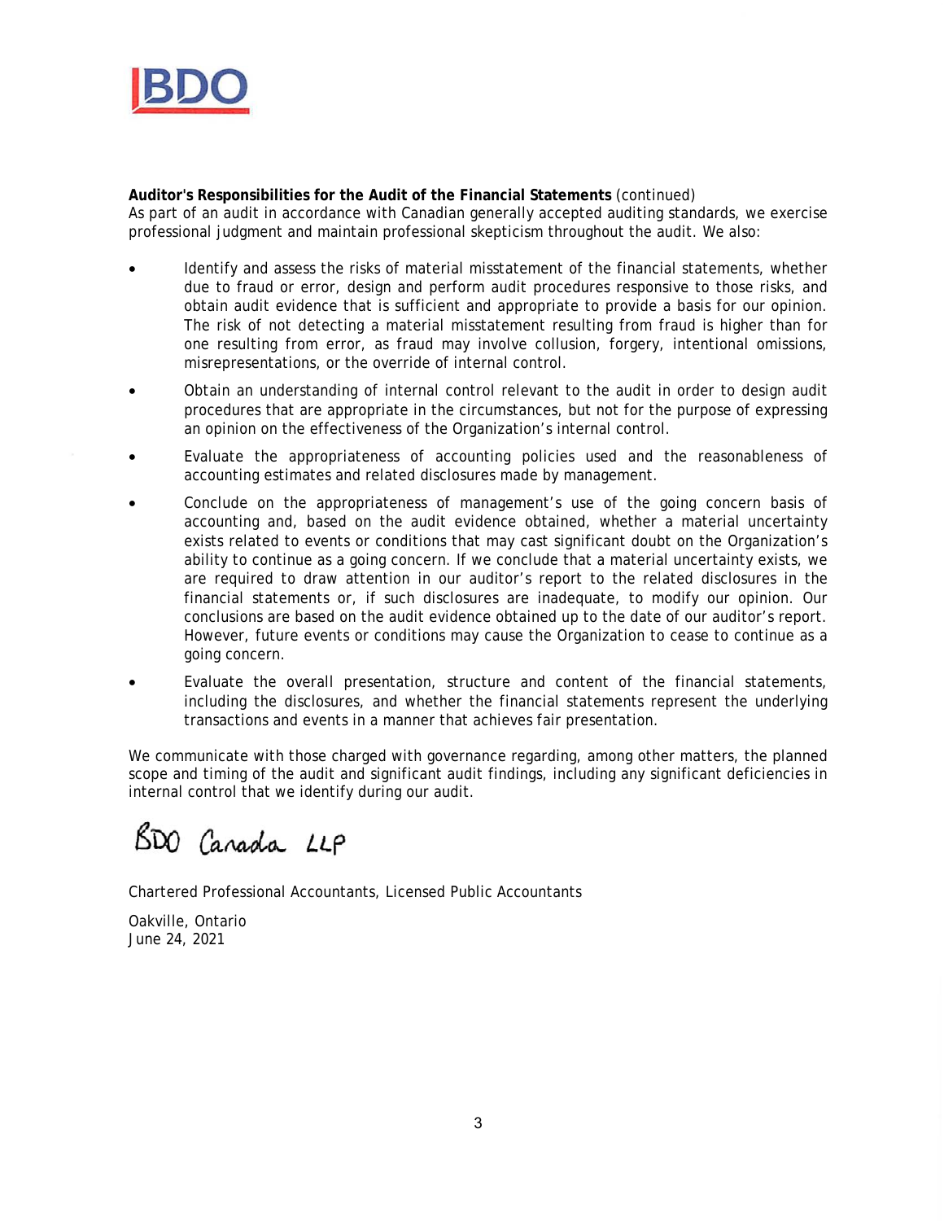**Auditor's Responsibilities for the Audit of the Financial Statements** (continued)
As part of an audit in accordance with Canadian generally accepted auditing standards, we exercise professional judgment and maintain professional skepticism throughout the audit. We also:

- Identify and assess the risks of material misstatement of the financial statements, whether due to fraud or error, design and perform audit procedures responsive to those risks, and obtain audit evidence that is sufficient and appropriate to provide a basis for our opinion. The risk of not detecting a material misstatement resulting from fraud is higher than for one resulting from error, as fraud may involve collusion, forgery, intentional omissions, misrepresentations, or the override of internal control.
- Obtain an understanding of internal control relevant to the audit in order to design audit procedures that are appropriate in the circumstances, but not for the purpose of expressing an opinion on the effectiveness of the Organization's internal control.
- Evaluate the appropriateness of accounting policies used and the reasonableness of accounting estimates and related disclosures made by management.
- Conclude on the appropriateness of management's use of the going concern basis of accounting and, based on the audit evidence obtained, whether a material uncertainty exists related to events or conditions that may cast significant doubt on the Organization's ability to continue as a going concern. If we conclude that a material uncertainty exists, we are required to draw attention in our auditor's report to the related disclosures in the financial statements or, if such disclosures are inadequate, to modify our opinion. Our conclusions are based on the audit evidence obtained up to the date of our auditor's report. However, future events or conditions may cause the Organization to cease to continue as a going concern.
- Evaluate the overall presentation, structure and content of the financial statements, including the disclosures, and whether the financial statements represent the underlying transactions and events in a manner that achieves fair presentation.

We communicate with those charged with governance regarding, among other matters, the planned scope and timing of the audit and significant audit findings, including any significant deficiencies in internal control that we identify during our audit.

BDO Canada LLP

Chartered Professional Accountants, Licensed Public Accountants

Oakville, Ontario
June 24, 2021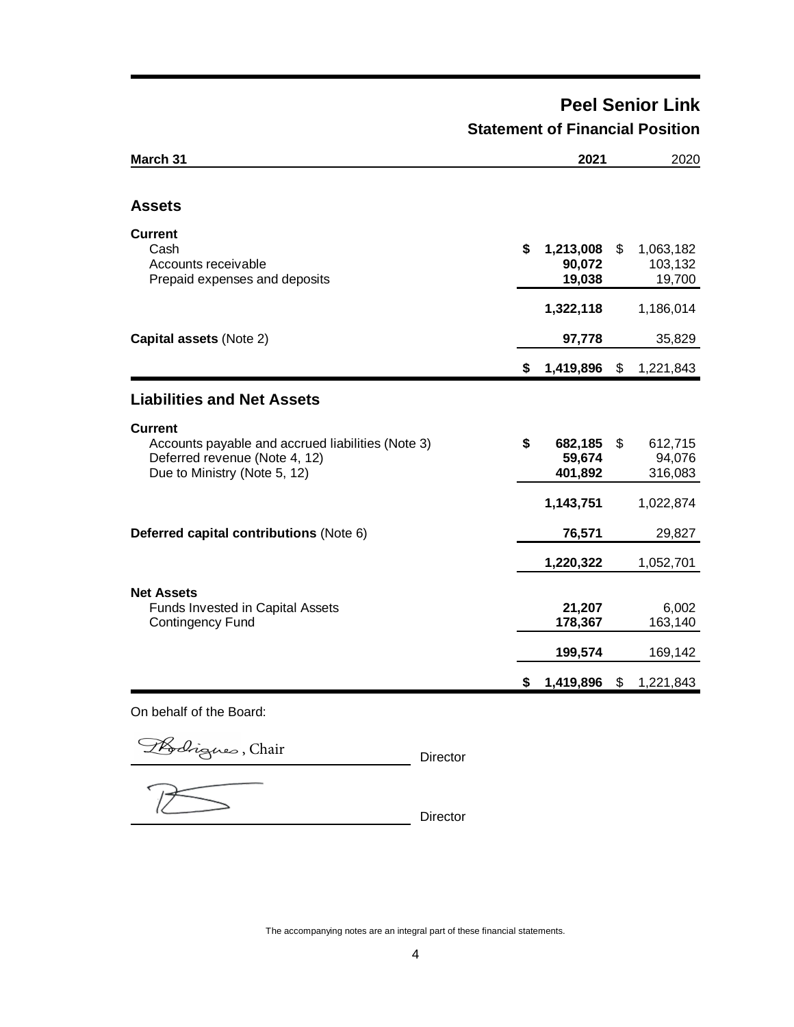# Peel Senior Link

## Statement of Financial Position

| March 31 | 2021 | 2020 |
|---|---|---|
| **Assets** | | |
| **Current** | | |
| Cash | $ 1,213,008 | $ 1,063,182 |
| Accounts receivable | 90,072 | 103,132 |
| Prepaid expenses and deposits | 19,038 | 19,700 |
| | 1,322,118 | 1,186,014 |
| **Capital assets** (Note 2) | 97,778 | 35,829 |
| | $ 1,419,896 | $ 1,221,843 |
| **Liabilities and Net Assets** | | |
| **Current** | | |
| Accounts payable and accrued liabilities (Note 3) | $ 682,185 | $ 612,715 |
| Deferred revenue (Note 4, 12) | 59,674 | 94,076 |
| Due to Ministry (Note 5, 12) | 401,892 | 316,083 |
| | 1,143,751 | 1,022,874 |
| **Deferred capital contributions** (Note 6) | 76,571 | 29,827 |
| | 1,220,322 | 1,052,701 |
| **Net Assets** | | |
| Funds Invested in Capital Assets | 21,207 | 6,002 |
| Contingency Fund | 178,367 | 163,140 |
| | 199,574 | 169,142 |
| | $ 1,419,896 | $ 1,221,843 |

On behalf of the Board:

Rodrigues, Chair ______________________ Director

______________________ Director

The accompanying notes are an integral part of these financial statements.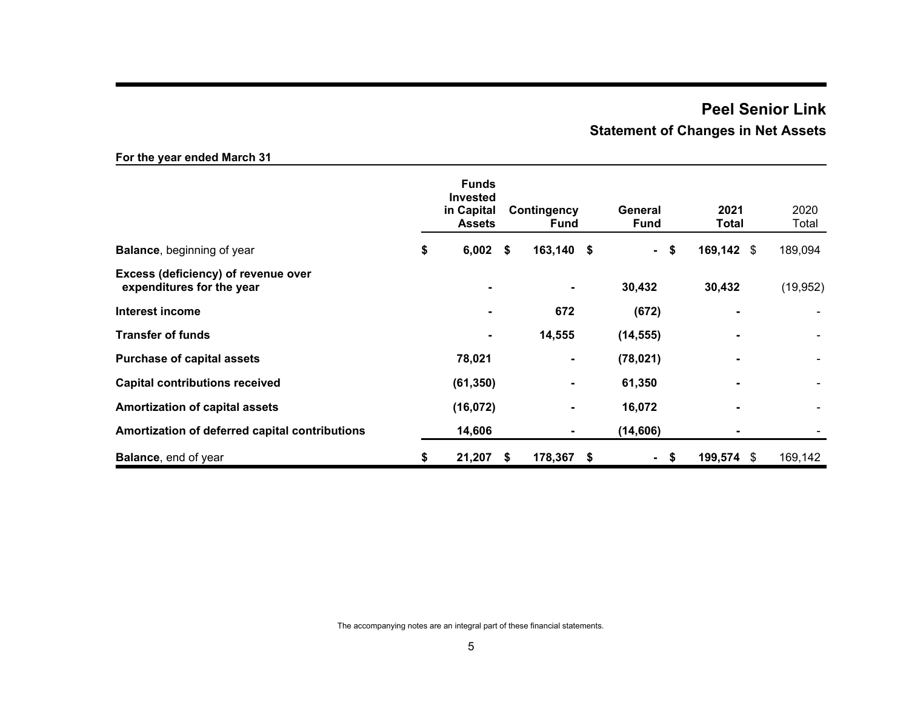# Peel Senior Link

## Statement of Changes in Net Assets

**For the year ended March 31**

| | Funds Invested in Capital Assets | Contingency Fund | General Fund | 2021 Total | 2020 Total |
|---|---|---|---|---|---|
| **Balance**, beginning of year | $ 6,002 | $ 163,140 | $ - | $ 169,142 | $ 189,094 |
| **Excess (deficiency) of revenue over expenditures for the year** | - | - | 30,432 | 30,432 | (19,952) |
| **Interest income** | - | 672 | (672) | - | - |
| **Transfer of funds** | - | 14,555 | (14,555) | - | - |
| **Purchase of capital assets** | 78,021 | - | (78,021) | - | - |
| **Capital contributions received** | (61,350) | - | 61,350 | - | - |
| **Amortization of capital assets** | (16,072) | - | 16,072 | - | - |
| **Amortization of deferred capital contributions** | 14,606 | - | (14,606) | - | - |
| **Balance**, end of year | $ 21,207 | $ 178,367 | $ - | $ 199,574 | $ 169,142 |

The accompanying notes are an integral part of these financial statements.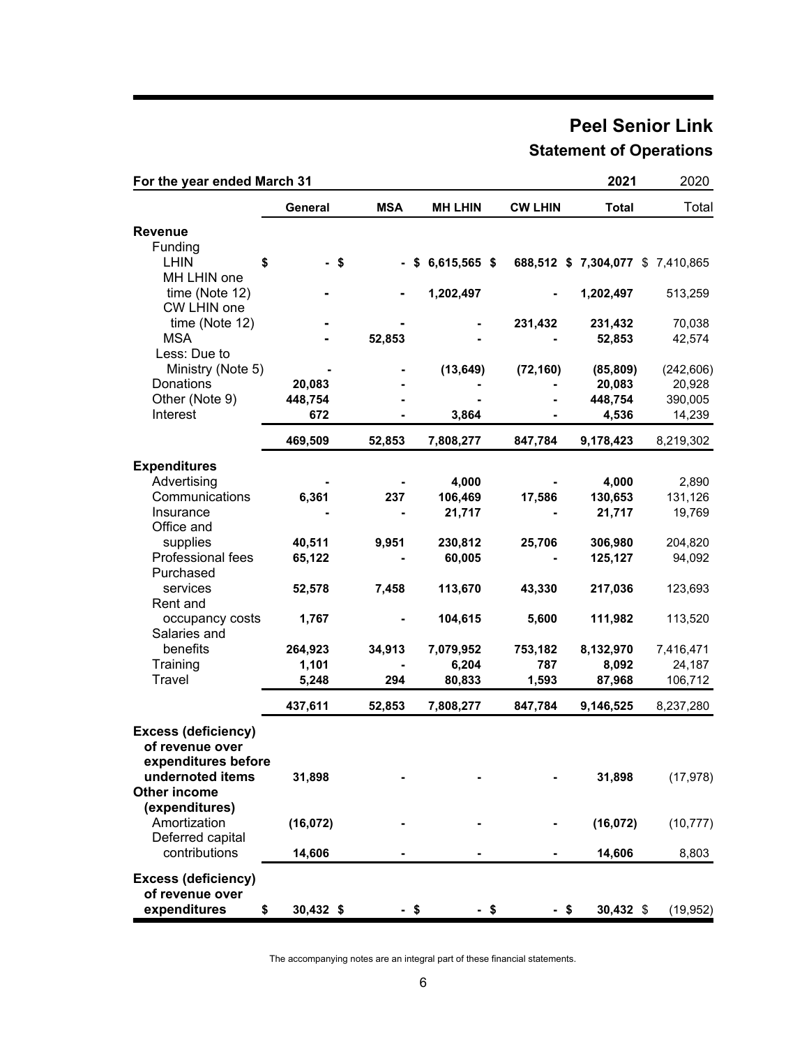# Peel Senior Link

## Statement of Operations

| For the year ended March 31 | | | | | 2021 | 2020 |
|---|---|---|---|---|---|---|
| | **General** | **MSA** | **MH LHIN** | **CW LHIN** | **Total** | Total |
| **Revenue** | | | | | | |
| Funding | | | | | | |
| LHIN | $ - | $ - | $ 6,615,565 | $ 688,512 | $ 7,304,077 | $ 7,410,865 |
| MH LHIN one time (Note 12) | - | - | 1,202,497 | - | 1,202,497 | 513,259 |
| CW LHIN one time (Note 12) | - | - | - | 231,432 | 231,432 | 70,038 |
| MSA | - | 52,853 | - | - | 52,853 | 42,574 |
| Less: Due to Ministry (Note 5) | - | - | (13,649) | (72,160) | (85,809) | (242,606) |
| Donations | 20,083 | - | - | - | 20,083 | 20,928 |
| Other (Note 9) | 448,754 | - | - | - | 448,754 | 390,005 |
| Interest | 672 | - | 3,864 | - | 4,536 | 14,239 |
| | 469,509 | 52,853 | 7,808,277 | 847,784 | 9,178,423 | 8,219,302 |
| **Expenditures** | | | | | | |
| Advertising | - | - | 4,000 | - | 4,000 | 2,890 |
| Communications | 6,361 | 237 | 106,469 | 17,586 | 130,653 | 131,126 |
| Insurance | - | - | 21,717 | - | 21,717 | 19,769 |
| Office and supplies | 40,511 | 9,951 | 230,812 | 25,706 | 306,980 | 204,820 |
| Professional fees | 65,122 | - | 60,005 | - | 125,127 | 94,092 |
| Purchased services | 52,578 | 7,458 | 113,670 | 43,330 | 217,036 | 123,693 |
| Rent and occupancy costs | 1,767 | - | 104,615 | 5,600 | 111,982 | 113,520 |
| Salaries and benefits | 264,923 | 34,913 | 7,079,952 | 753,182 | 8,132,970 | 7,416,471 |
| Training | 1,101 | - | 6,204 | 787 | 8,092 | 24,187 |
| Travel | 5,248 | 294 | 80,833 | 1,593 | 87,968 | 106,712 |
| | 437,611 | 52,853 | 7,808,277 | 847,784 | 9,146,525 | 8,237,280 |
| **Excess (deficiency) of revenue over expenditures before undernoted items** | 31,898 | - | - | - | 31,898 | (17,978) |
| **Other income (expenditures)** | | | | | | |
| Amortization | (16,072) | - | - | - | (16,072) | (10,777) |
| Deferred capital contributions | 14,606 | - | - | - | 14,606 | 8,803 |
| **Excess (deficiency) of revenue over expenditures** | $ 30,432 | $ - | $ - | $ - | $ 30,432 | $ (19,952) |

The accompanying notes are an integral part of these financial statements.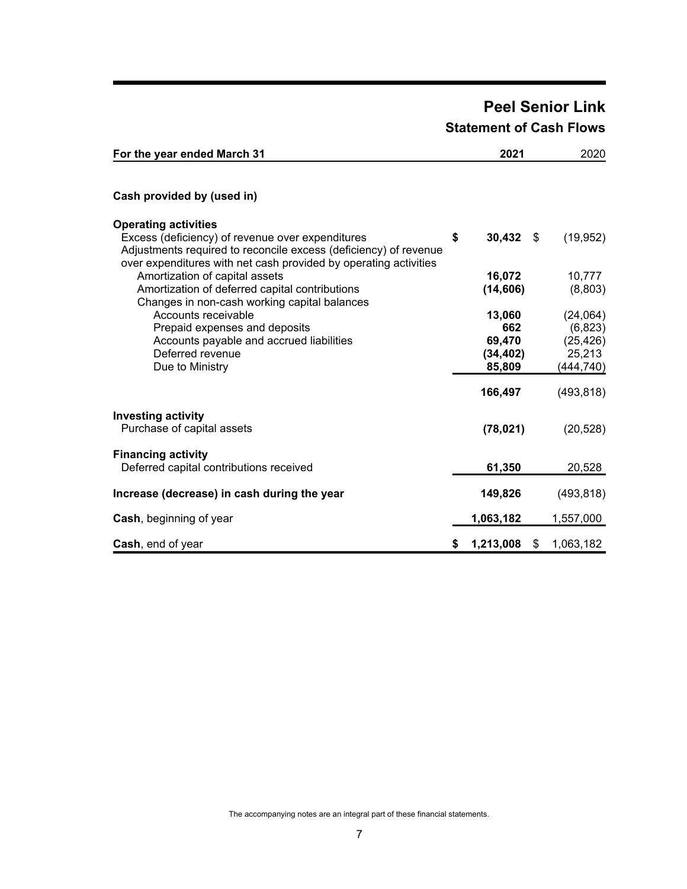# Peel Senior Link

## Statement of Cash Flows

| For the year ended March 31 | 2021 | 2020 |
|---|---|---|
| **Cash provided by (used in)** | | |
| **Operating activities** | | |
| Excess (deficiency) of revenue over expenditures | **$ 30,432** | $ (19,952) |
| Adjustments required to reconcile excess (deficiency) of revenue over expenditures with net cash provided by operating activities | | |
| Amortization of capital assets | **16,072** | 10,777 |
| Amortization of deferred capital contributions | **(14,606)** | (8,803) |
| Changes in non-cash working capital balances | | |
| Accounts receivable | **13,060** | (24,064) |
| Prepaid expenses and deposits | **662** | (6,823) |
| Accounts payable and accrued liabilities | **69,470** | (25,426) |
| Deferred revenue | **(34,402)** | 25,213 |
| Due to Ministry | **85,809** | (444,740) |
| | **166,497** | (493,818) |
| **Investing activity** | | |
| Purchase of capital assets | **(78,021)** | (20,528) |
| **Financing activity** | | |
| Deferred capital contributions received | **61,350** | 20,528 |
| **Increase (decrease) in cash during the year** | **149,826** | (493,818) |
| **Cash**, beginning of year | **1,063,182** | 1,557,000 |
| **Cash**, end of year | **$ 1,213,008** | $ 1,063,182 |

The accompanying notes are an integral part of these financial statements.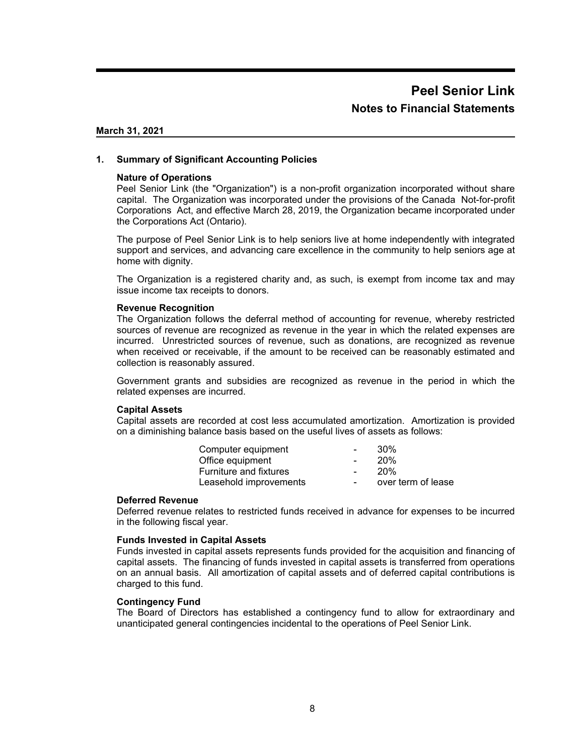# Peel Senior Link

## Notes to Financial Statements

**March 31, 2021**

### 1. Summary of Significant Accounting Policies

**Nature of Operations**

Peel Senior Link (the "Organization") is a non-profit organization incorporated without share capital. The Organization was incorporated under the provisions of the Canada Not-for-profit Corporations Act, and effective March 28, 2019, the Organization became incorporated under the Corporations Act (Ontario).

The purpose of Peel Senior Link is to help seniors live at home independently with integrated support and services, and advancing care excellence in the community to help seniors age at home with dignity.

The Organization is a registered charity and, as such, is exempt from income tax and may issue income tax receipts to donors.

**Revenue Recognition**

The Organization follows the deferral method of accounting for revenue, whereby restricted sources of revenue are recognized as revenue in the year in which the related expenses are incurred. Unrestricted sources of revenue, such as donations, are recognized as revenue when received or receivable, if the amount to be received can be reasonably estimated and collection is reasonably assured.

Government grants and subsidies are recognized as revenue in the period in which the related expenses are incurred.

**Capital Assets**

Capital assets are recorded at cost less accumulated amortization. Amortization is provided on a diminishing balance basis based on the useful lives of assets as follows:

| | | |
|---|---|---|
| Computer equipment | - | 30% |
| Office equipment | - | 20% |
| Furniture and fixtures | - | 20% |
| Leasehold improvements | - | over term of lease |

**Deferred Revenue**

Deferred revenue relates to restricted funds received in advance for expenses to be incurred in the following fiscal year.

**Funds Invested in Capital Assets**

Funds invested in capital assets represents funds provided for the acquisition and financing of capital assets. The financing of funds invested in capital assets is transferred from operations on an annual basis. All amortization of capital assets and of deferred capital contributions is charged to this fund.

**Contingency Fund**

The Board of Directors has established a contingency fund to allow for extraordinary and unanticipated general contingencies incidental to the operations of Peel Senior Link.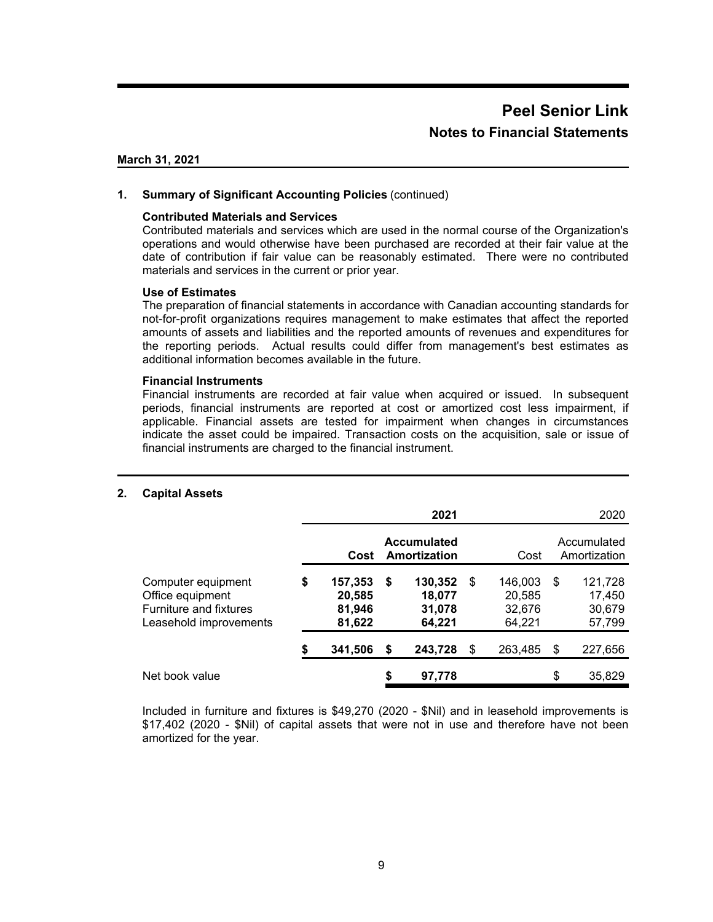# Peel Senior Link

## Notes to Financial Statements

**March 31, 2021**

## 1. Summary of Significant Accounting Policies (continued)

### Contributed Materials and Services

Contributed materials and services which are used in the normal course of the Organization's operations and would otherwise have been purchased are recorded at their fair value at the date of contribution if fair value can be reasonably estimated. There were no contributed materials and services in the current or prior year.

### Use of Estimates

The preparation of financial statements in accordance with Canadian accounting standards for not-for-profit organizations requires management to make estimates that affect the reported amounts of assets and liabilities and the reported amounts of revenues and expenditures for the reporting periods. Actual results could differ from management's best estimates as additional information becomes available in the future.

### Financial Instruments

Financial instruments are recorded at fair value when acquired or issued. In subsequent periods, financial instruments are reported at cost or amortized cost less impairment, if applicable. Financial assets are tested for impairment when changes in circumstances indicate the asset could be impaired. Transaction costs on the acquisition, sale or issue of financial instruments are charged to the financial instrument.

## 2. Capital Assets

| | **2021** | | 2020 | |
|---|---|---|---|---|
| | **Cost** | **Accumulated Amortization** | Cost | Accumulated Amortization |
| Computer equipment | **$ 157,353** | **$ 130,352** | $ 146,003 | $ 121,728 |
| Office equipment | **20,585** | **18,077** | 20,585 | 17,450 |
| Furniture and fixtures | **81,946** | **31,078** | 32,676 | 30,679 |
| Leasehold improvements | **81,622** | **64,221** | 64,221 | 57,799 |
| | **$ 341,506** | **$ 243,728** | $ 263,485 | $ 227,656 |
| Net book value | | **$ 97,778** | | $ 35,829 |

Included in furniture and fixtures is $49,270 (2020 - $Nil) and in leasehold improvements is $17,402 (2020 - $Nil) of capital assets that were not in use and therefore have not been amortized for the year.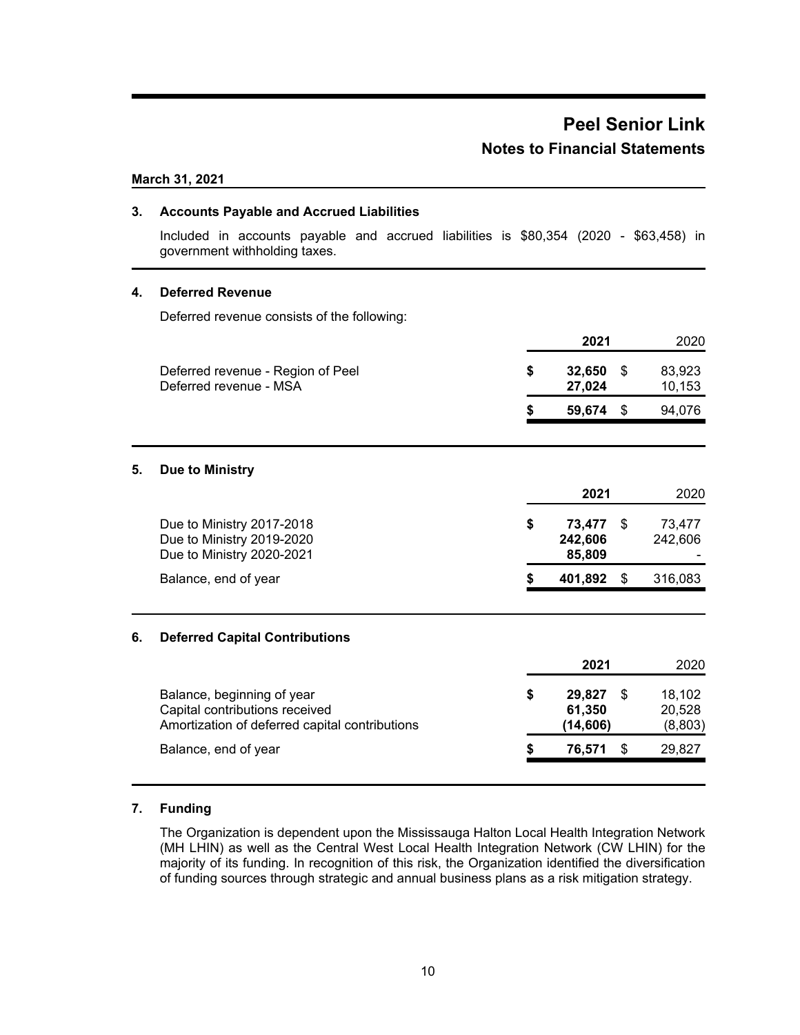# Peel Senior Link

## Notes to Financial Statements

**March 31, 2021**

### 3. Accounts Payable and Accrued Liabilities

Included in accounts payable and accrued liabilities is $80,354 (2020 - $63,458) in government withholding taxes.

### 4. Deferred Revenue

Deferred revenue consists of the following:

| | 2021 | 2020 |
|---|---|---|
| Deferred revenue - Region of Peel | $ 32,650 | $ 83,923 |
| Deferred revenue - MSA | 27,024 | 10,153 |
| | $ 59,674 | $ 94,076 |

### 5. Due to Ministry

| | 2021 | 2020 |
|---|---|---|
| Due to Ministry 2017-2018 | $ 73,477 | $ 73,477 |
| Due to Ministry 2019-2020 | 242,606 | 242,606 |
| Due to Ministry 2020-2021 | 85,809 | - |
| Balance, end of year | $ 401,892 | $ 316,083 |

### 6. Deferred Capital Contributions

| | 2021 | 2020 |
|---|---|---|
| Balance, beginning of year | $ 29,827 | $ 18,102 |
| Capital contributions received | 61,350 | 20,528 |
| Amortization of deferred capital contributions | (14,606) | (8,803) |
| Balance, end of year | $ 76,571 | $ 29,827 |

### 7. Funding

The Organization is dependent upon the Mississauga Halton Local Health Integration Network (MH LHIN) as well as the Central West Local Health Integration Network (CW LHIN) for the majority of its funding. In recognition of this risk, the Organization identified the diversification of funding sources through strategic and annual business plans as a risk mitigation strategy.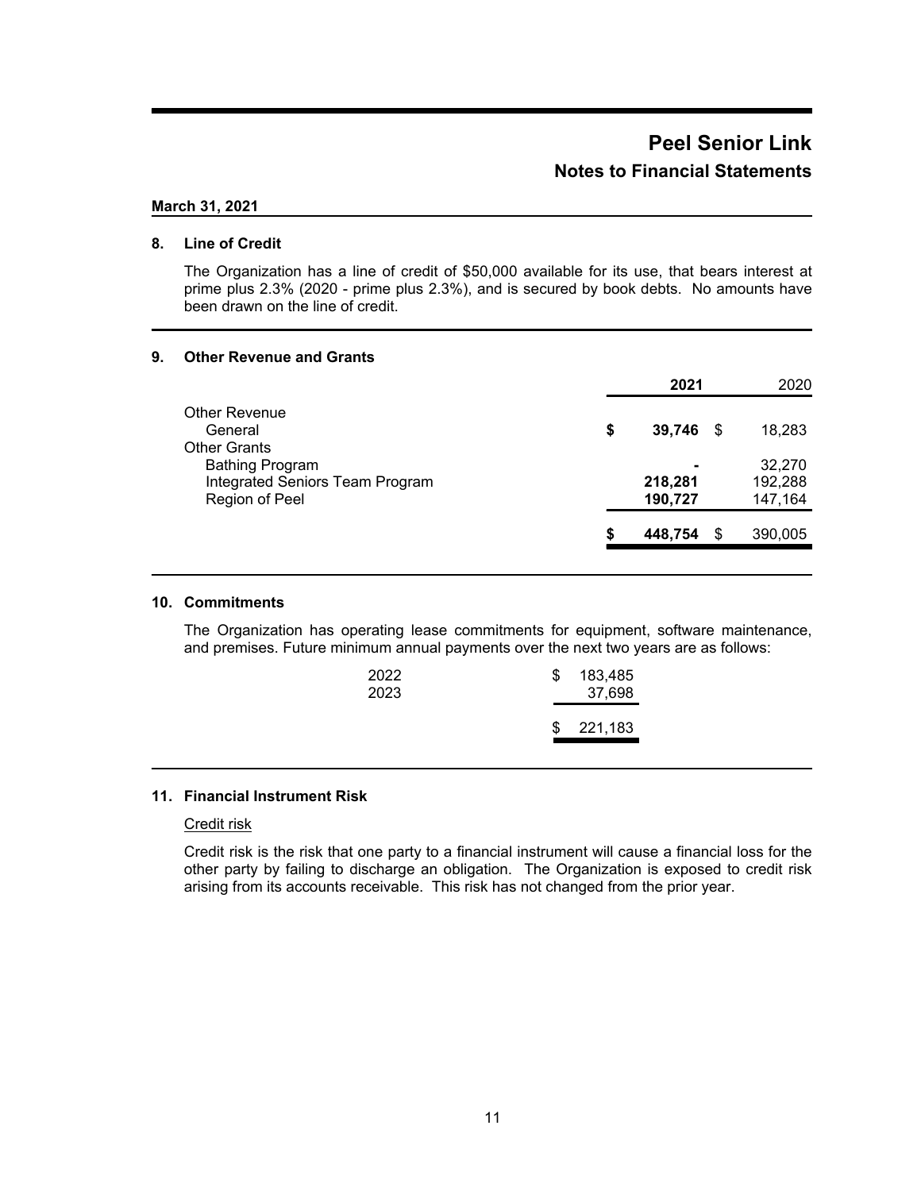# Peel Senior Link

## Notes to Financial Statements

**March 31, 2021**

### 8. Line of Credit

The Organization has a line of credit of $50,000 available for its use, that bears interest at prime plus 2.3% (2020 - prime plus 2.3%), and is secured by book debts. No amounts have been drawn on the line of credit.

### 9. Other Revenue and Grants

| | **2021** | 2020 |
|---|---|---|
| Other Revenue | | |
| General | **$ 39,746** | $ 18,283 |
| Other Grants | | |
| Bathing Program | **-** | 32,270 |
| Integrated Seniors Team Program | **218,281** | 192,288 |
| Region of Peel | **190,727** | 147,164 |
| | **$ 448,754** | $ 390,005 |

### 10. Commitments

The Organization has operating lease commitments for equipment, software maintenance, and premises. Future minimum annual payments over the next two years are as follows:

| | |
|---|---|
| 2022 | $ 183,485 |
| 2023 | 37,698 |
| | $ 221,183 |

### 11. Financial Instrument Risk

Credit risk

Credit risk is the risk that one party to a financial instrument will cause a financial loss for the other party by failing to discharge an obligation. The Organization is exposed to credit risk arising from its accounts receivable. This risk has not changed from the prior year.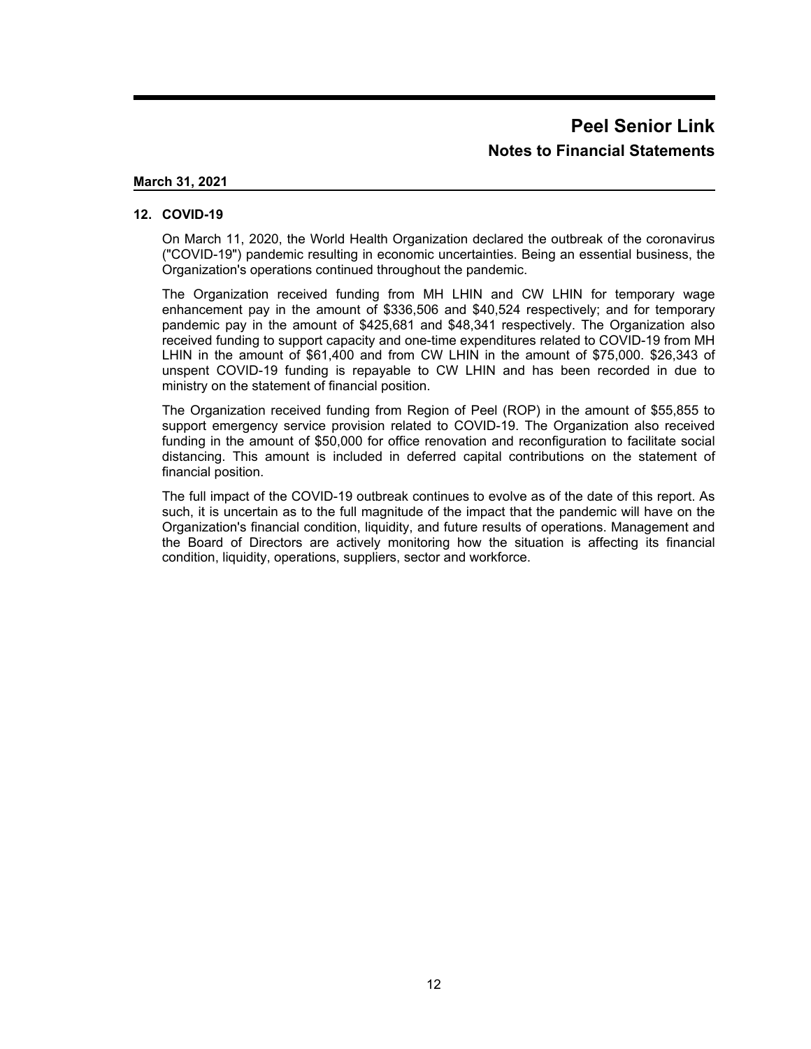# Peel Senior Link

## Notes to Financial Statements

**March 31, 2021**

### 12. COVID-19

On March 11, 2020, the World Health Organization declared the outbreak of the coronavirus ("COVID-19") pandemic resulting in economic uncertainties. Being an essential business, the Organization's operations continued throughout the pandemic.

The Organization received funding from MH LHIN and CW LHIN for temporary wage enhancement pay in the amount of $336,506 and $40,524 respectively; and for temporary pandemic pay in the amount of $425,681 and $48,341 respectively. The Organization also received funding to support capacity and one-time expenditures related to COVID-19 from MH LHIN in the amount of $61,400 and from CW LHIN in the amount of $75,000. $26,343 of unspent COVID-19 funding is repayable to CW LHIN and has been recorded in due to ministry on the statement of financial position.

The Organization received funding from Region of Peel (ROP) in the amount of $55,855 to support emergency service provision related to COVID-19. The Organization also received funding in the amount of $50,000 for office renovation and reconfiguration to facilitate social distancing. This amount is included in deferred capital contributions on the statement of financial position.

The full impact of the COVID-19 outbreak continues to evolve as of the date of this report. As such, it is uncertain as to the full magnitude of the impact that the pandemic will have on the Organization's financial condition, liquidity, and future results of operations. Management and the Board of Directors are actively monitoring how the situation is affecting its financial condition, liquidity, operations, suppliers, sector and workforce.